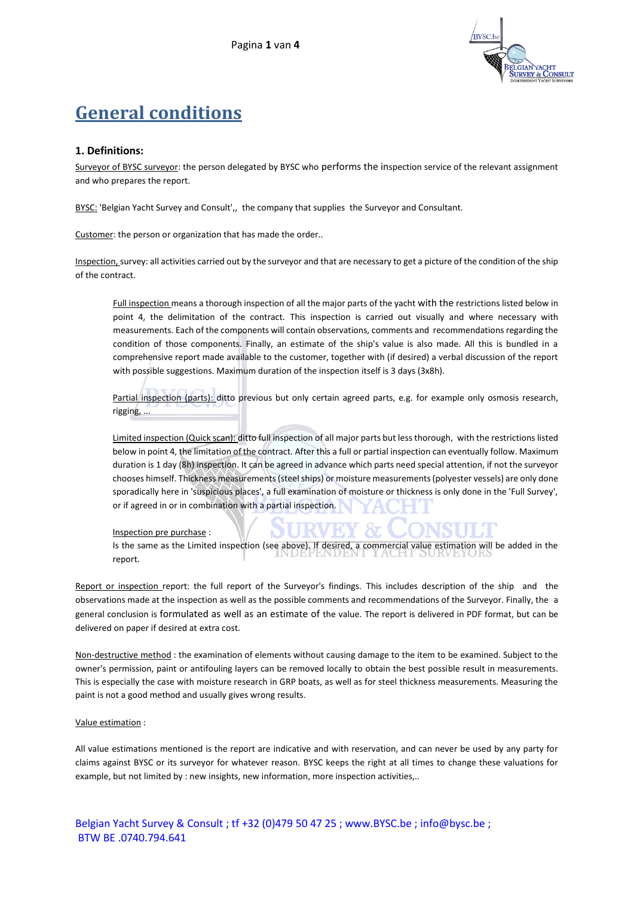# General conditions

## 1. Definitions:

Surveyor of BYSC surveyor: the person delegated by BYSC who performs the inspection service of the relevant assignment and who prepares the report.

BYSC: 'Belgian Yacht Survey and Consult',, the company that supplies the Surveyor and Consultant.

Customer: the person or organization that has made the order..

Inspection, survey: all activities carried out by the surveyor and that are necessary to get a picture of the condition of the ship of the contract.

> Full inspection means a thorough inspection of all the major parts of the yacht with the restrictions listed below in point 4, the delimitation of the contract. This inspection is carried out visually and where necessary with measurements. Each of the components will contain observations, comments and recommendations regarding the condition of those components. Finally, an estimate of the ship's value is also made. All this is bundled in a comprehensive report made available to the customer, together with (if desired) a verbal discussion of the report with possible suggestions. Maximum duration of the inspection itself is 3 days (3x8h).
>
> Partial inspection (parts): ditto previous but only certain agreed parts, e.g. for example only osmosis research, rigging, ...
>
> Limited inspection (Quick scan): ditto full inspection of all major parts but less thorough, with the restrictions listed below in point 4, the limitation of the contract. After this a full or partial inspection can eventually follow. Maximum duration is 1 day (8h) inspection. It can be agreed in advance which parts need special attention, if not the surveyor chooses himself. Thickness measurements (steel ships) or moisture measurements (polyester vessels) are only done sporadically here in 'suspicious places', a full examination of moisture or thickness is only done in the 'Full Survey', or if agreed in or in combination with a partial inspection.
>
> Inspection pre purchase :
> Is the same as the Limited inspection (see above). If desired, a commercial value estimation will be added in the report.

Report or inspection report: the full report of the Surveyor's findings. This includes description of the ship and the observations made at the inspection as well as the possible comments and recommendations of the Surveyor. Finally, the a general conclusion is formulated as well as an estimate of the value. The report is delivered in PDF format, but can be delivered on paper if desired at extra cost.

Non-destructive method : the examination of elements without causing damage to the item to be examined. Subject to the owner's permission, paint or antifouling layers can be removed locally to obtain the best possible result in measurements. This is especially the case with moisture research in GRP boats, as well as for steel thickness measurements. Measuring the paint is not a good method and usually gives wrong results.

Value estimation :

All value estimations mentioned is the report are indicative and with reservation, and can never be used by any party for claims against BYSC or its surveyor for whatever reason. BYSC keeps the right at all times to change these valuations for example, but not limited by : new insights, new information, more inspection activities,..

Belgian Yacht Survey & Consult ; tf +32 (0)479 50 47 25 ; www.BYSC.be ; info@bysc.be ;
BTW BE .0740.794.641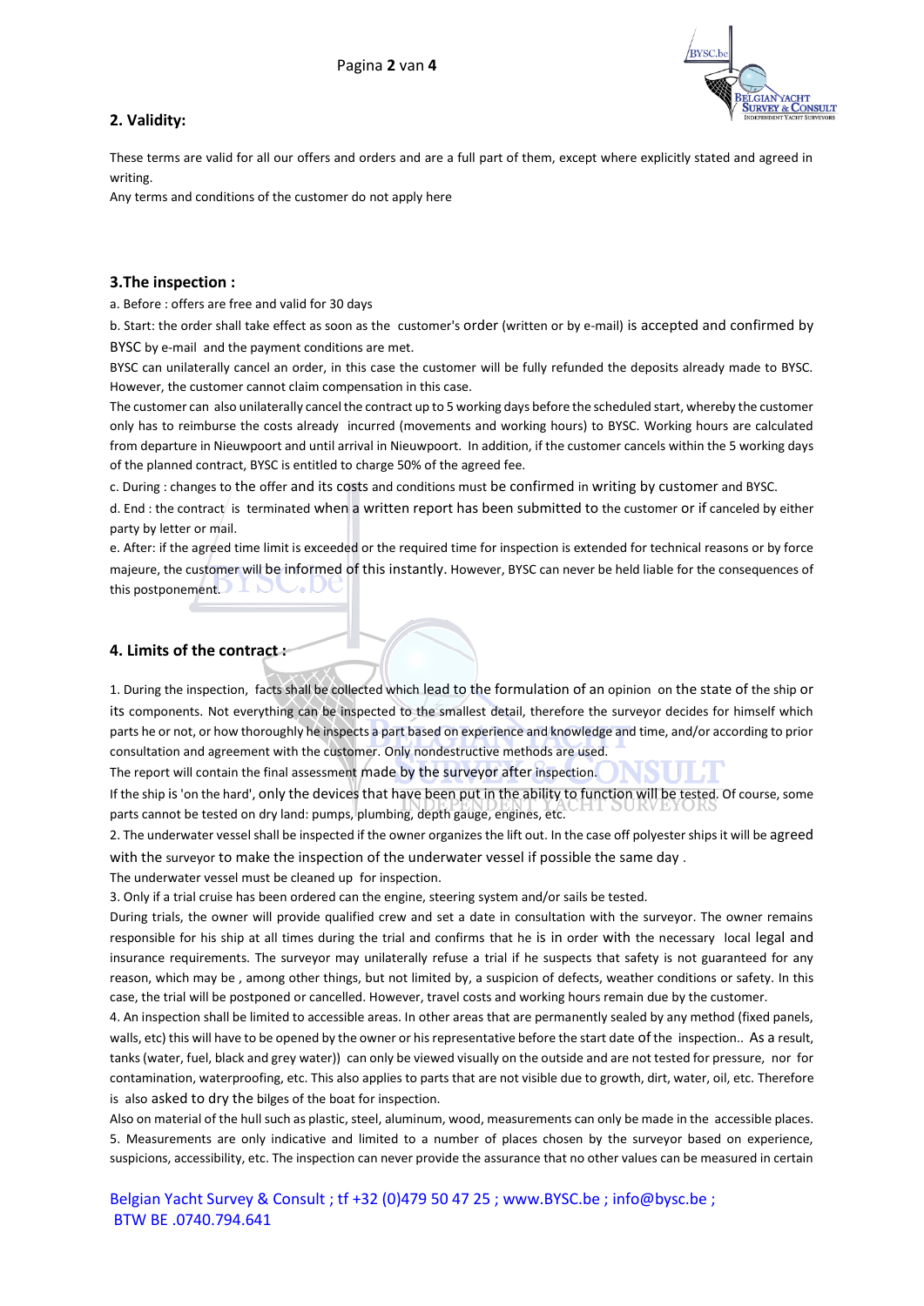## 2. Validity:

These terms are valid for all our offers and orders and are a full part of them, except where explicitly stated and agreed in writing.

Any terms and conditions of the customer do not apply here

## 3.The inspection :

a. Before : offers are free and valid for 30 days

b. Start: the order shall take effect as soon as the customer's order (written or by e-mail) is accepted and confirmed by BYSC by e-mail and the payment conditions are met.

BYSC can unilaterally cancel an order, in this case the customer will be fully refunded the deposits already made to BYSC. However, the customer cannot claim compensation in this case.

The customer can also unilaterally cancel the contract up to 5 working days before the scheduled start, whereby the customer only has to reimburse the costs already incurred (movements and working hours) to BYSC. Working hours are calculated from departure in Nieuwpoort and until arrival in Nieuwpoort. In addition, if the customer cancels within the 5 working days of the planned contract, BYSC is entitled to charge 50% of the agreed fee.

c. During : changes to the offer and its costs and conditions must be confirmed in writing by customer and BYSC.

d. End : the contract is terminated when a written report has been submitted to the customer or if canceled by either party by letter or mail.

e. After: if the agreed time limit is exceeded or the required time for inspection is extended for technical reasons or by force majeure, the customer will be informed of this instantly. However, BYSC can never be held liable for the consequences of this postponement.

## 4. Limits of the contract :

1. During the inspection, facts shall be collected which lead to the formulation of an opinion on the state of the ship or its components. Not everything can be inspected to the smallest detail, therefore the surveyor decides for himself which parts he or not, or how thoroughly he inspects a part based on experience and knowledge and time, and/or according to prior consultation and agreement with the customer. Only nondestructive methods are used.

The report will contain the final assessment made by the surveyor after inspection.

If the ship is 'on the hard', only the devices that have been put in the ability to function will be tested. Of course, some parts cannot be tested on dry land: pumps, plumbing, depth gauge, engines, etc.

2. The underwater vessel shall be inspected if the owner organizes the lift out. In the case off polyester ships it will be agreed with the surveyor to make the inspection of the underwater vessel if possible the same day .

The underwater vessel must be cleaned up for inspection.

3. Only if a trial cruise has been ordered can the engine, steering system and/or sails be tested.

During trials, the owner will provide qualified crew and set a date in consultation with the surveyor. The owner remains responsible for his ship at all times during the trial and confirms that he is in order with the necessary local legal and insurance requirements. The surveyor may unilaterally refuse a trial if he suspects that safety is not guaranteed for any reason, which may be , among other things, but not limited by, a suspicion of defects, weather conditions or safety. In this case, the trial will be postponed or cancelled. However, travel costs and working hours remain due by the customer.

4. An inspection shall be limited to accessible areas. In other areas that are permanently sealed by any method (fixed panels, walls, etc) this will have to be opened by the owner or his representative before the start date of the inspection.. As a result, tanks (water, fuel, black and grey water)) can only be viewed visually on the outside and are not tested for pressure, nor for contamination, waterproofing, etc. This also applies to parts that are not visible due to growth, dirt, water, oil, etc. Therefore is also asked to dry the bilges of the boat for inspection.

Also on material of the hull such as plastic, steel, aluminum, wood, measurements can only be made in the accessible places.

5. Measurements are only indicative and limited to a number of places chosen by the surveyor based on experience, suspicions, accessibility, etc. The inspection can never provide the assurance that no other values can be measured in certain

Belgian Yacht Survey & Consult ; tf +32 (0)479 50 47 25 ; www.BYSC.be ; info@bysc.be ;
BTW BE .0740.794.641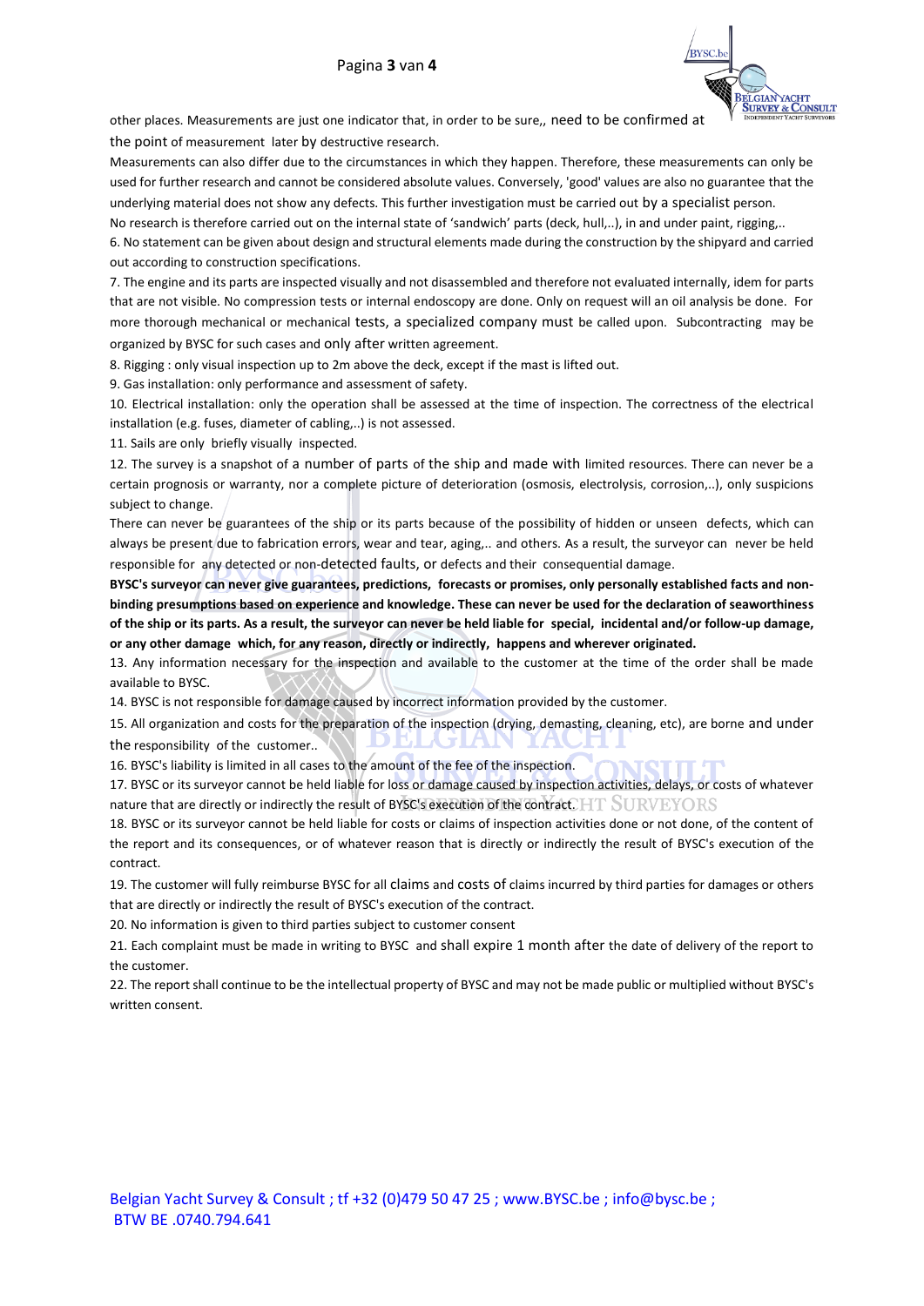other places. Measurements are just one indicator that, in order to be sure,, need to be confirmed at the point of measurement later by destructive research.

Measurements can also differ due to the circumstances in which they happen. Therefore, these measurements can only be used for further research and cannot be considered absolute values. Conversely, 'good' values are also no guarantee that the underlying material does not show any defects. This further investigation must be carried out by a specialist person.

No research is therefore carried out on the internal state of 'sandwich' parts (deck, hull,..), in and under paint, rigging,..

6. No statement can be given about design and structural elements made during the construction by the shipyard and carried out according to construction specifications.

7. The engine and its parts are inspected visually and not disassembled and therefore not evaluated internally, idem for parts that are not visible. No compression tests or internal endoscopy are done. Only on request will an oil analysis be done. For more thorough mechanical or mechanical tests, a specialized company must be called upon. Subcontracting may be organized by BYSC for such cases and only after written agreement.

8. Rigging : only visual inspection up to 2m above the deck, except if the mast is lifted out.

9. Gas installation: only performance and assessment of safety.

10. Electrical installation: only the operation shall be assessed at the time of inspection. The correctness of the electrical installation (e.g. fuses, diameter of cabling,..) is not assessed.

11. Sails are only briefly visually inspected.

12. The survey is a snapshot of a number of parts of the ship and made with limited resources. There can never be a certain prognosis or warranty, nor a complete picture of deterioration (osmosis, electrolysis, corrosion,..), only suspicions subject to change.

There can never be guarantees of the ship or its parts because of the possibility of hidden or unseen defects, which can always be present due to fabrication errors, wear and tear, aging,.. and others. As a result, the surveyor can never be held responsible for any detected or non-detected faults, or defects and their consequential damage.

**BYSC's surveyor can never give guarantees, predictions, forecasts or promises, only personally established facts and non-binding presumptions based on experience and knowledge. These can never be used for the declaration of seaworthiness of the ship or its parts. As a result, the surveyor can never be held liable for special, incidental and/or follow-up damage, or any other damage which, for any reason, directly or indirectly, happens and wherever originated.**

13. Any information necessary for the inspection and available to the customer at the time of the order shall be made available to BYSC.

14. BYSC is not responsible for damage caused by incorrect information provided by the customer.

15. All organization and costs for the preparation of the inspection (drying, demasting, cleaning, etc), are borne and under the responsibility of the customer..

16. BYSC's liability is limited in all cases to the amount of the fee of the inspection.

17. BYSC or its surveyor cannot be held liable for loss or damage caused by inspection activities, delays, or costs of whatever nature that are directly or indirectly the result of BYSC's execution of the contract.

18. BYSC or its surveyor cannot be held liable for costs or claims of inspection activities done or not done, of the content of the report and its consequences, or of whatever reason that is directly or indirectly the result of BYSC's execution of the contract.

19. The customer will fully reimburse BYSC for all claims and costs of claims incurred by third parties for damages or others that are directly or indirectly the result of BYSC's execution of the contract.

20. No information is given to third parties subject to customer consent

21. Each complaint must be made in writing to BYSC and shall expire 1 month after the date of delivery of the report to the customer.

22. The report shall continue to be the intellectual property of BYSC and may not be made public or multiplied without BYSC's written consent.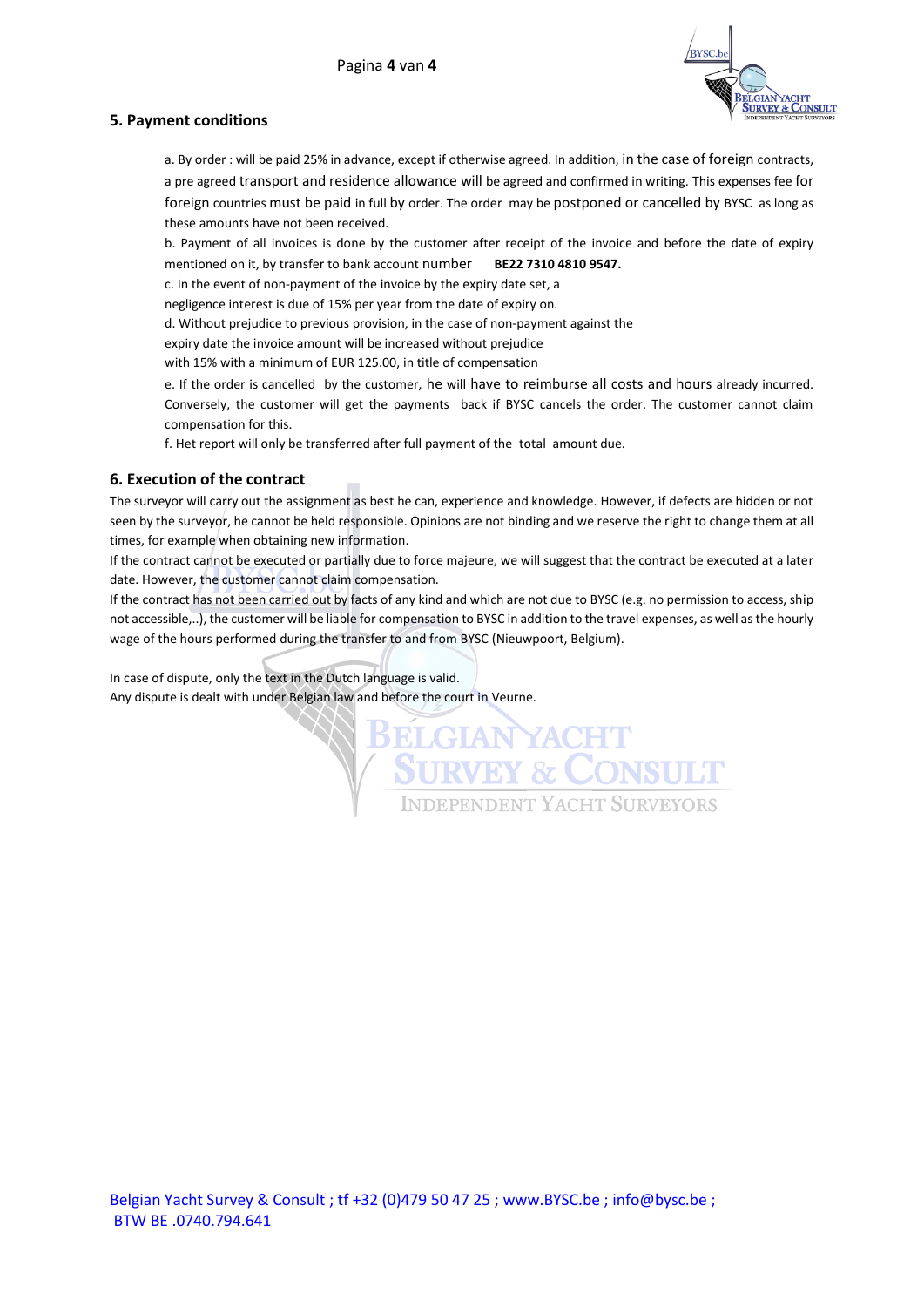## 5. Payment conditions

a. By order : will be paid 25% in advance, except if otherwise agreed. In addition, in the case of foreign contracts, a pre agreed transport and residence allowance will be agreed and confirmed in writing. This expenses fee for foreign countries must be paid in full by order. The order may be postponed or cancelled by BYSC as long as these amounts have not been received.

b. Payment of all invoices is done by the customer after receipt of the invoice and before the date of expiry mentioned on it, by transfer to bank account number **BE22 7310 4810 9547.**

c. In the event of non-payment of the invoice by the expiry date set, a negligence interest is due of 15% per year from the date of expiry on.

d. Without prejudice to previous provision, in the case of non-payment against the expiry date the invoice amount will be increased without prejudice with 15% with a minimum of EUR 125.00, in title of compensation

e. If the order is cancelled by the customer, he will have to reimburse all costs and hours already incurred. Conversely, the customer will get the payments back if BYSC cancels the order. The customer cannot claim compensation for this.

f. Het report will only be transferred after full payment of the total amount due.

## 6. Execution of the contract

The surveyor will carry out the assignment as best he can, experience and knowledge. However, if defects are hidden or not seen by the surveyor, he cannot be held responsible. Opinions are not binding and we reserve the right to change them at all times, for example when obtaining new information.

If the contract cannot be executed or partially due to force majeure, we will suggest that the contract be executed at a later date. However, the customer cannot claim compensation.

If the contract has not been carried out by facts of any kind and which are not due to BYSC (e.g. no permission to access, ship not accessible,..), the customer will be liable for compensation to BYSC in addition to the travel expenses, as well as the hourly wage of the hours performed during the transfer to and from BYSC (Nieuwpoort, Belgium).

In case of dispute, only the text in the Dutch language is valid.
Any dispute is dealt with under Belgian law and before the court in Veurne.

Belgian Yacht Survey & Consult ; tf +32 (0)479 50 47 25 ; www.BYSC.be ; info@bysc.be ;
BTW BE .0740.794.641